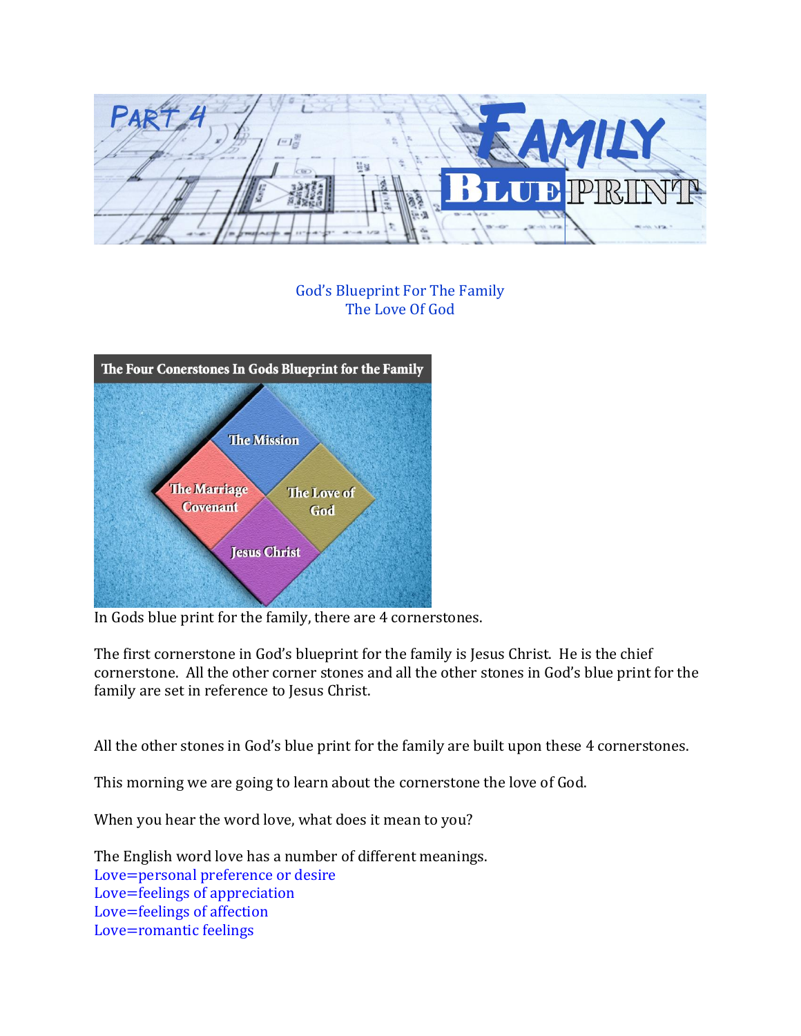God's Blueprint For The Family
The Love Of God

In Gods blue print for the family, there are 4 cornerstones.

The first cornerstone in God's blueprint for the family is Jesus Christ. He is the chief cornerstone. All the other corner stones and all the other stones in God's blue print for the family are set in reference to Jesus Christ.

All the other stones in God's blue print for the family are built upon these 4 cornerstones.

This morning we are going to learn about the cornerstone the love of God.

When you hear the word love, what does it mean to you?

The English word love has a number of different meanings.
Love=personal preference or desire
Love=feelings of appreciation
Love=feelings of affection
Love=romantic feelings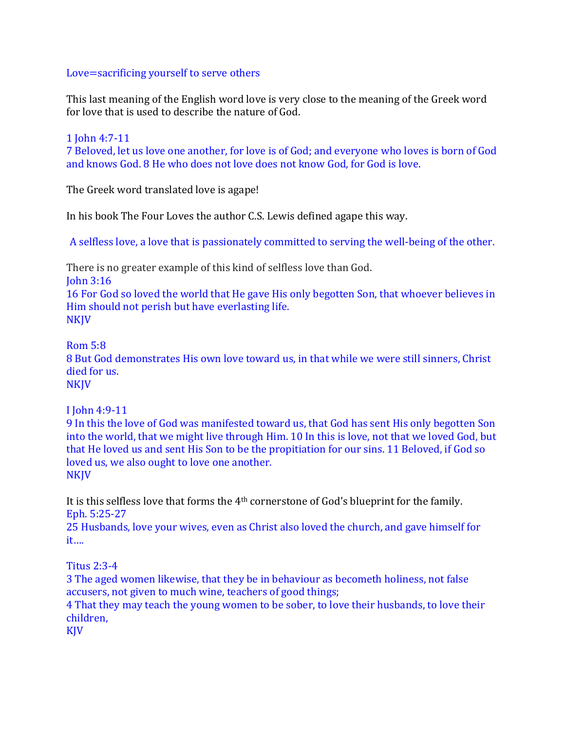Love=sacrificing yourself to serve others

This last meaning of the English word love is very close to the meaning of the Greek word for love that is used to describe the nature of God.

1 John 4:7-11
7 Beloved, let us love one another, for love is of God; and everyone who loves is born of God and knows God. 8 He who does not love does not know God, for God is love.

The Greek word translated love is agape!

In his book The Four Loves the author C.S. Lewis defined agape this way.

A selfless love, a love that is passionately committed to serving the well-being of the other.

There is no greater example of this kind of selfless love than God.
John 3:16
16 For God so loved the world that He gave His only begotten Son, that whoever believes in Him should not perish but have everlasting life.
NKJV

Rom 5:8
8 But God demonstrates His own love toward us, in that while we were still sinners, Christ died for us.
NKJV

I John 4:9-11
9 In this the love of God was manifested toward us, that God has sent His only begotten Son into the world, that we might live through Him. 10 In this is love, not that we loved God, but that He loved us and sent His Son to be the propitiation for our sins. 11 Beloved, if God so loved us, we also ought to love one another.
NKJV

It is this selfless love that forms the 4th cornerstone of God's blueprint for the family.
Eph. 5:25-27
25 Husbands, love your wives, even as Christ also loved the church, and gave himself for it....

Titus 2:3-4
3 The aged women likewise, that they be in behaviour as becometh holiness, not false accusers, not given to much wine, teachers of good things;
4 That they may teach the young women to be sober, to love their husbands, to love their children,
KJV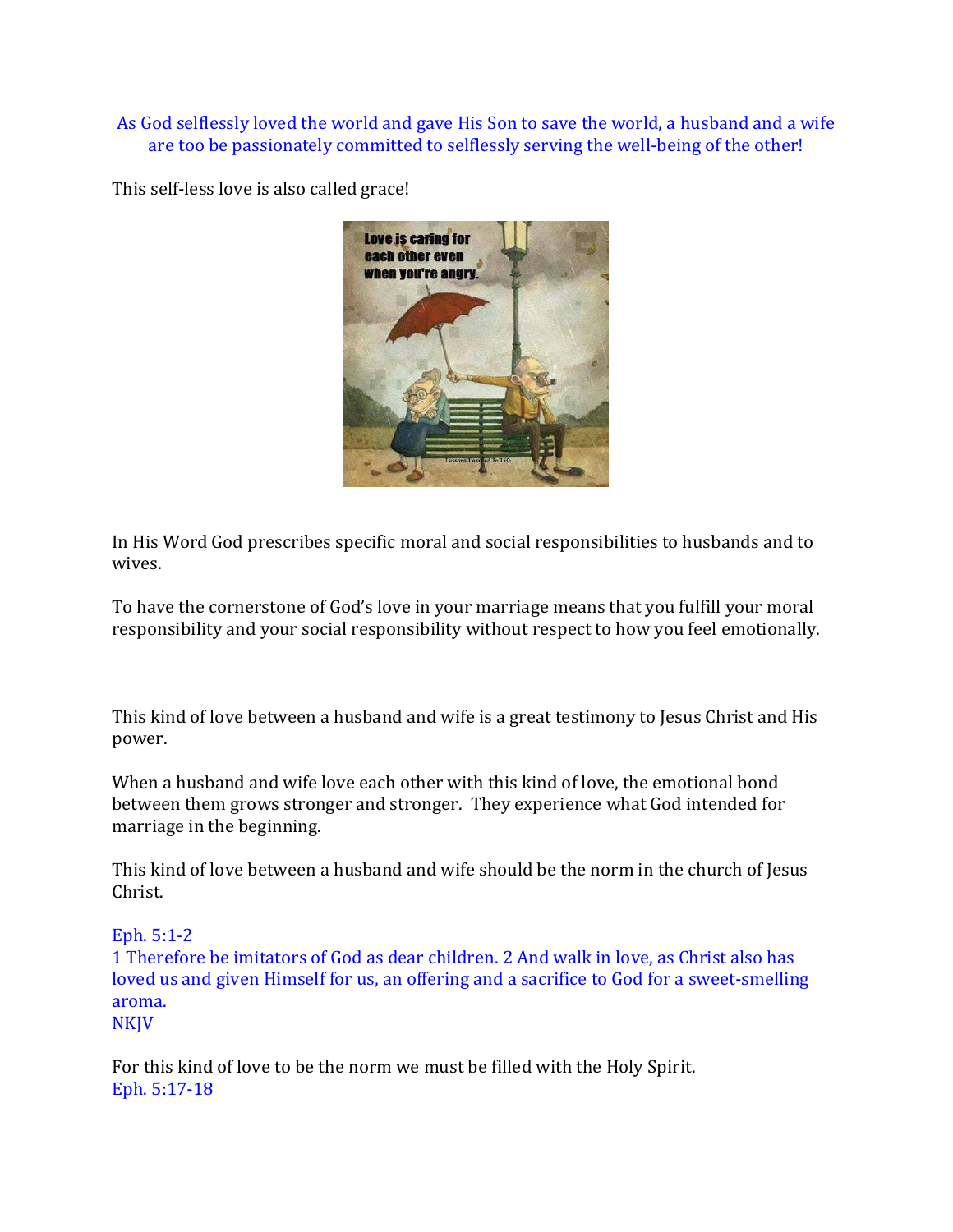As God selflessly loved the world and gave His Son to save the world, a husband and a wife are too be passionately committed to selflessly serving the well-being of the other!

This self-less love is also called grace!

In His Word God prescribes specific moral and social responsibilities to husbands and to wives.

To have the cornerstone of God's love in your marriage means that you fulfill your moral responsibility and your social responsibility without respect to how you feel emotionally.

This kind of love between a husband and wife is a great testimony to Jesus Christ and His power.

When a husband and wife love each other with this kind of love, the emotional bond between them grows stronger and stronger. They experience what God intended for marriage in the beginning.

This kind of love between a husband and wife should be the norm in the church of Jesus Christ.

Eph. 5:1-2
1 Therefore be imitators of God as dear children. 2 And walk in love, as Christ also has loved us and given Himself for us, an offering and a sacrifice to God for a sweet-smelling aroma.
NKJV

For this kind of love to be the norm we must be filled with the Holy Spirit.
Eph. 5:17-18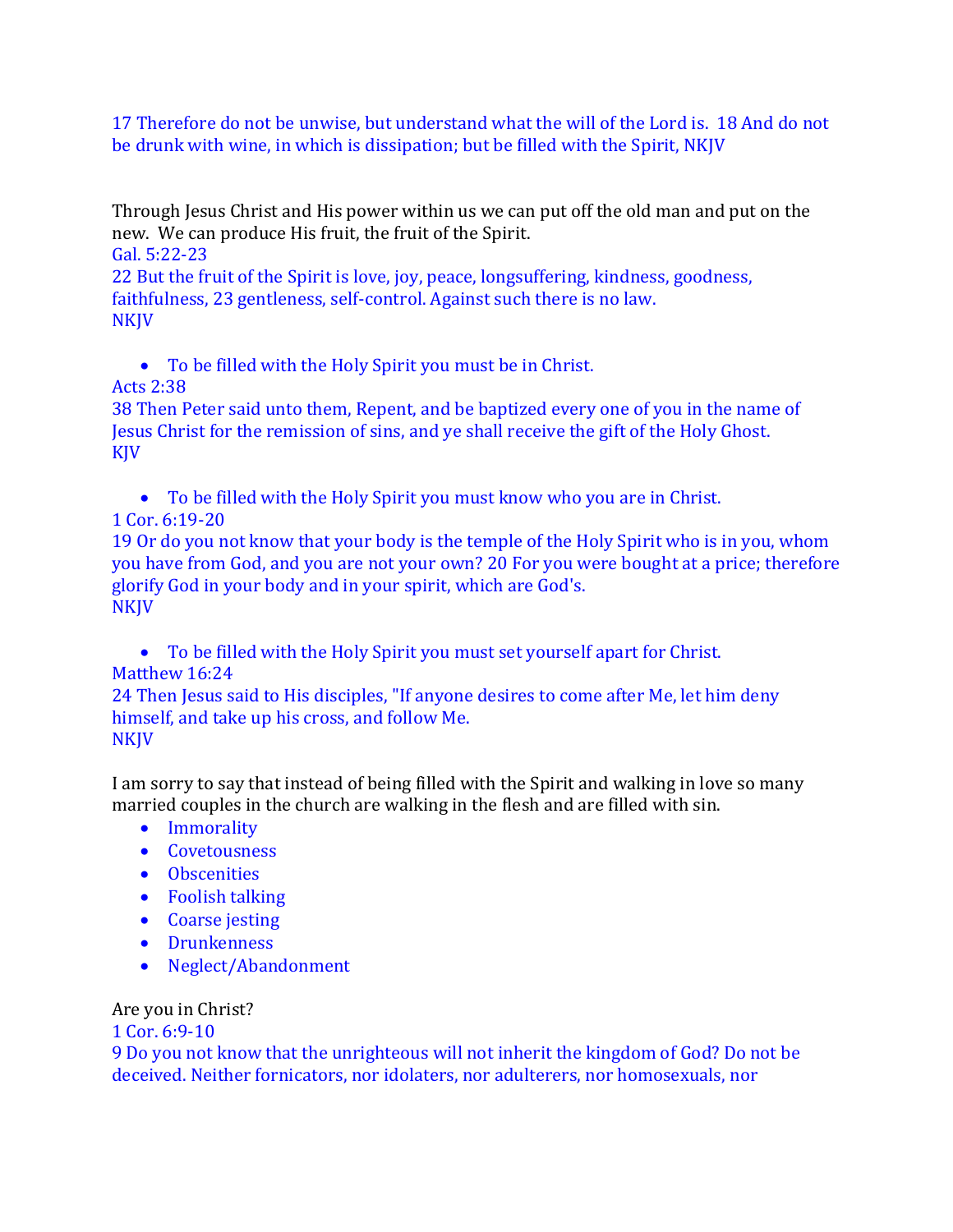17 Therefore do not be unwise, but understand what the will of the Lord is. 18 And do not be drunk with wine, in which is dissipation; but be filled with the Spirit, NKJV

Through Jesus Christ and His power within us we can put off the old man and put on the new. We can produce His fruit, the fruit of the Spirit.
Gal. 5:22-23
22 But the fruit of the Spirit is love, joy, peace, longsuffering, kindness, goodness, faithfulness, 23 gentleness, self-control. Against such there is no law.
NKJV

- To be filled with the Holy Spirit you must be in Christ.

Acts 2:38
38 Then Peter said unto them, Repent, and be baptized every one of you in the name of Jesus Christ for the remission of sins, and ye shall receive the gift of the Holy Ghost.
KJV

- To be filled with the Holy Spirit you must know who you are in Christ.

1 Cor. 6:19-20
19 Or do you not know that your body is the temple of the Holy Spirit who is in you, whom you have from God, and you are not your own? 20 For you were bought at a price; therefore glorify God in your body and in your spirit, which are God's.
NKJV

- To be filled with the Holy Spirit you must set yourself apart for Christ.

Matthew 16:24
24 Then Jesus said to His disciples, "If anyone desires to come after Me, let him deny himself, and take up his cross, and follow Me.
NKJV

I am sorry to say that instead of being filled with the Spirit and walking in love so many married couples in the church are walking in the flesh and are filled with sin.

- Immorality
- Covetousness
- Obscenities
- Foolish talking
- Coarse jesting
- Drunkenness
- Neglect/Abandonment

Are you in Christ?
1 Cor. 6:9-10
9 Do you not know that the unrighteous will not inherit the kingdom of God? Do not be deceived. Neither fornicators, nor idolaters, nor adulterers, nor homosexuals, nor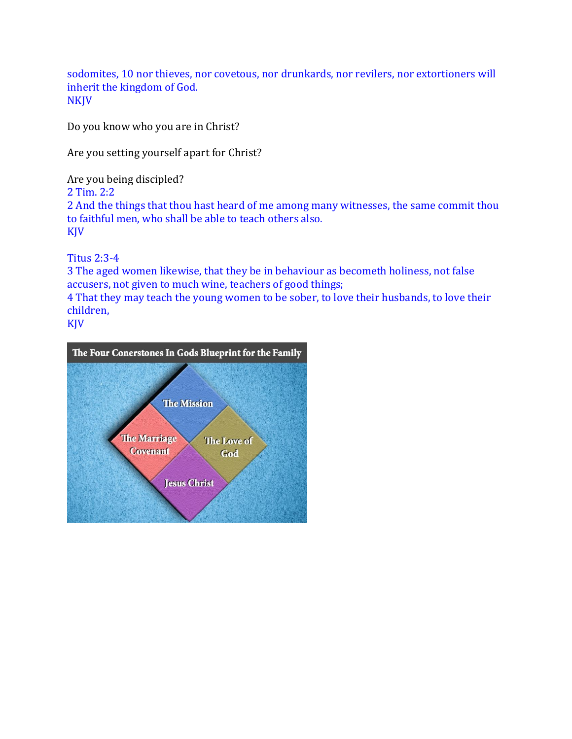sodomites, 10 nor thieves, nor covetous, nor drunkards, nor revilers, nor extortioners will inherit the kingdom of God.
NKJV

Do you know who you are in Christ?

Are you setting yourself apart for Christ?

Are you being discipled?
2 Tim. 2:2
2 And the things that thou hast heard of me among many witnesses, the same commit thou to faithful men, who shall be able to teach others also.
KJV

Titus 2:3-4
3 The aged women likewise, that they be in behaviour as becometh holiness, not false accusers, not given to much wine, teachers of good things;
4 That they may teach the young women to be sober, to love their husbands, to love their children,
KJV

The Four Conerstones In Gods Blueprint for the Family

The Mission

The Marriage Covenant

The Love of God

Jesus Christ